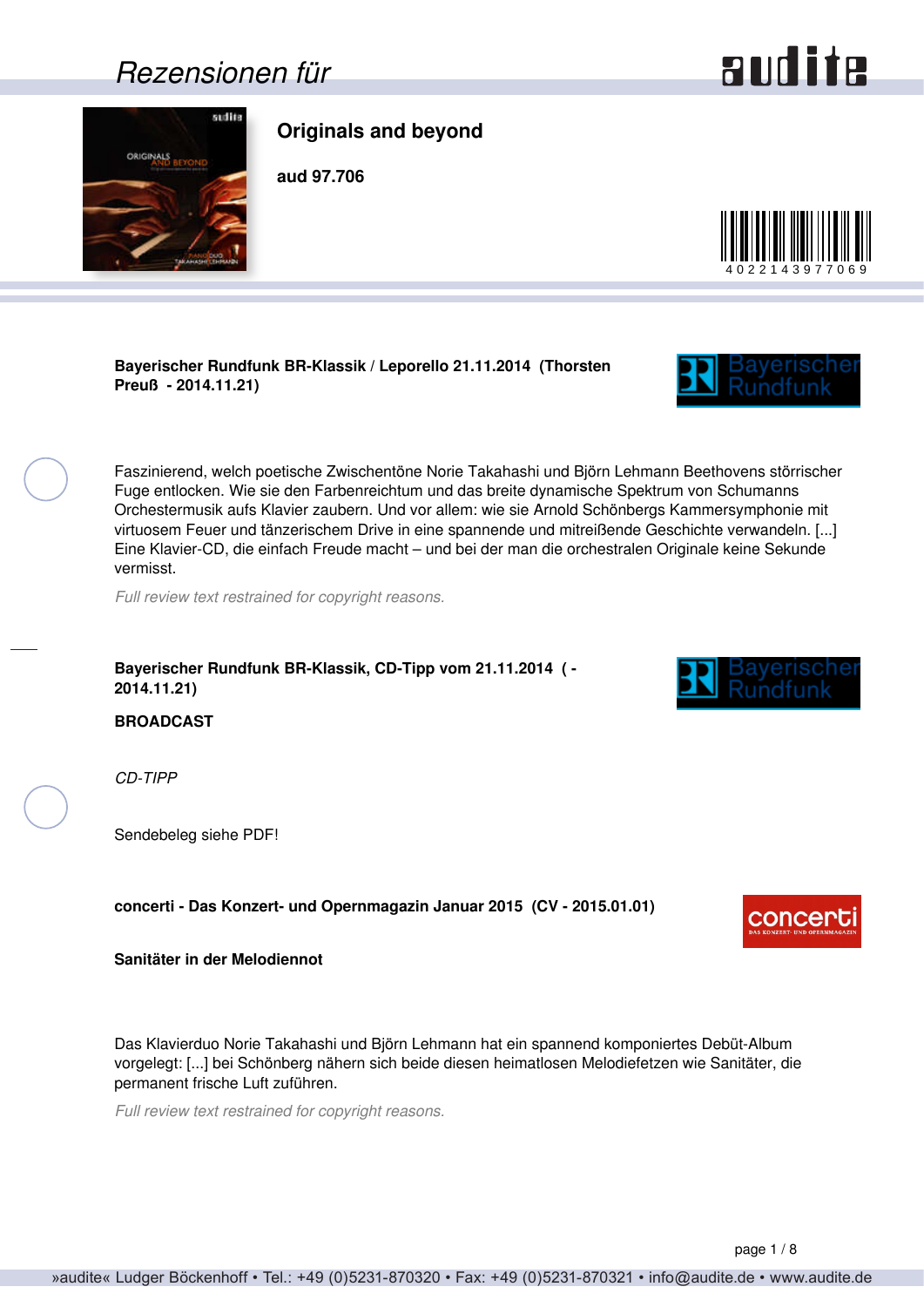# Rezensionen für

## Originals and beyond

**aud 97.706**

4022143977069

**Bayerischer Rundfunk BR-Klassik / Leporello 21.11.2014 (Thorsten Preuß - 2014.11.21)**

Faszinierend, welch poetische Zwischentöne Norie Takahashi und Björn Lehmann Beethovens störrischer Fuge entlocken. Wie sie den Farbenreichtum und das breite dynamische Spektrum von Schumanns Orchestermusik aufs Klavier zaubern. Und vor allem: wie sie Arnold Schönbergs Kammersymphonie mit virtuosem Feuer und tänzerischem Drive in eine spannende und mitreißende Geschichte verwandeln. [...] Eine Klavier-CD, die einfach Freude macht – und bei der man die orchestralen Originale keine Sekunde vermisst.

*Full review text restrained for copyright reasons.*

**Bayerischer Rundfunk BR-Klassik, CD-Tipp vom 21.11.2014 ( - 2014.11.21)**

**BROADCAST**

*CD-TIPP*

Sendebeleg siehe PDF!

**concerti - Das Konzert- und Opernmagazin Januar 2015 (CV - 2015.01.01)**

**Sanitäter in der Melodiennot**

Das Klavierduo Norie Takahashi und Björn Lehmann hat ein spannend komponiertes Debüt-Album vorgelegt: [...] bei Schönberg nähern sich beide diesen heimatlosen Melodiefetzen wie Sanitäter, die permanent frische Luft zuführen.

*Full review text restrained for copyright reasons.*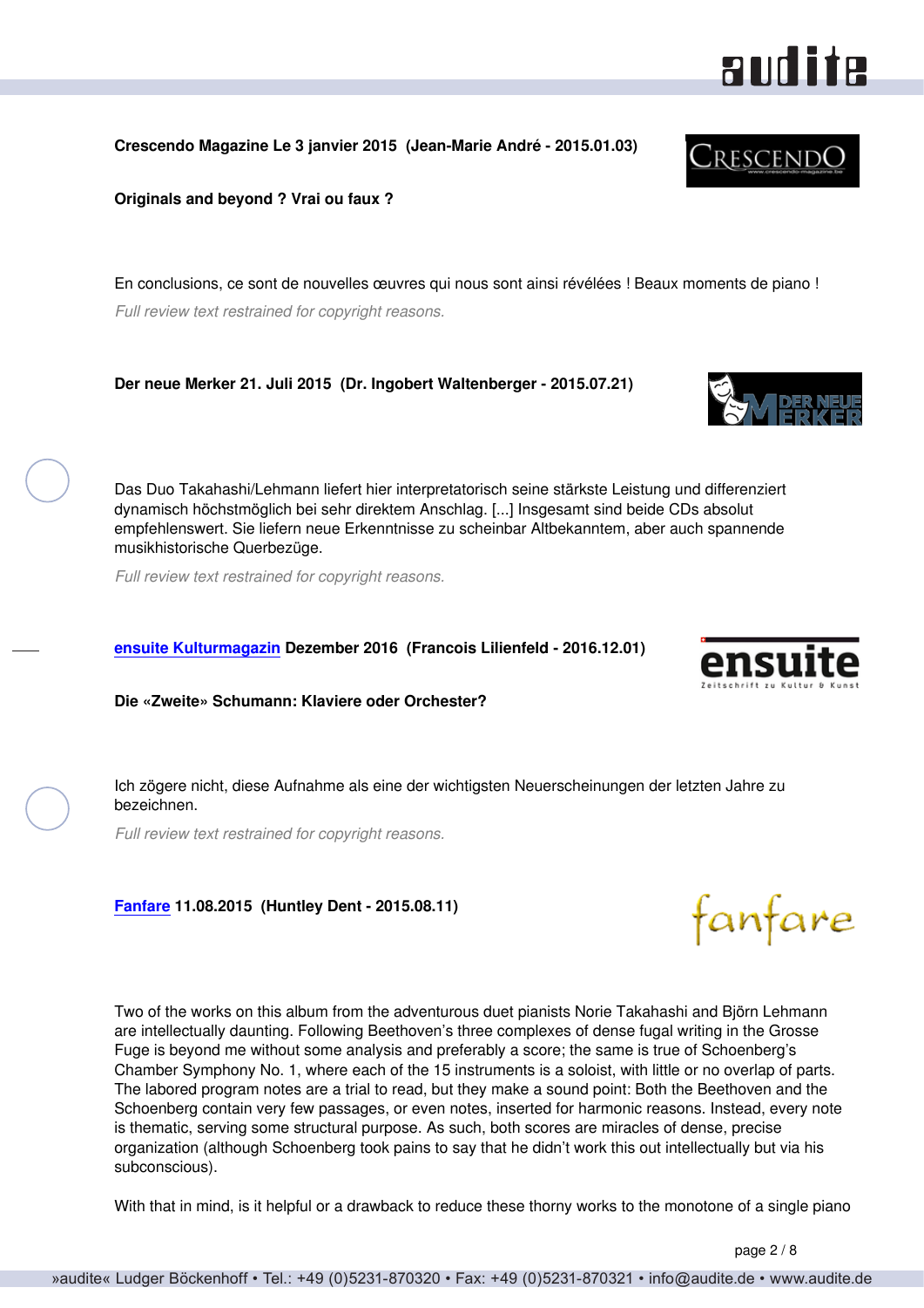**Crescendo Magazine Le 3 janvier 2015 (Jean-Marie André - 2015.01.03)**

**Originals and beyond ? Vrai ou faux ?**

En conclusions, ce sont de nouvelles œuvres qui nous sont ainsi révélées ! Beaux moments de piano !

*Full review text restrained for copyright reasons.*

**Der neue Merker 21. Juli 2015 (Dr. Ingobert Waltenberger - 2015.07.21)**

Das Duo Takahashi/Lehmann liefert hier interpretatorisch seine stärkste Leistung und differenziert dynamisch höchstmöglich bei sehr direktem Anschlag. [...] Insgesamt sind beide CDs absolut empfehlenswert. Sie liefern neue Erkenntnisse zu scheinbar Altbekanntem, aber auch spannende musikhistorische Querbezüge.

*Full review text restrained for copyright reasons.*

**ensuite Kulturmagazin Dezember 2016 (Francois Lilienfeld - 2016.12.01)**

**Die «Zweite» Schumann: Klaviere oder Orchester?**

Ich zögere nicht, diese Aufnahme als eine der wichtigsten Neuerscheinungen der letzten Jahre zu bezeichnen.

*Full review text restrained for copyright reasons.*

**Fanfare 11.08.2015 (Huntley Dent - 2015.08.11)**

Two of the works on this album from the adventurous duet pianists Norie Takahashi and Björn Lehmann are intellectually daunting. Following Beethoven's three complexes of dense fugal writing in the Grosse Fuge is beyond me without some analysis and preferably a score; the same is true of Schoenberg's Chamber Symphony No. 1, where each of the 15 instruments is a soloist, with little or no overlap of parts. The labored program notes are a trial to read, but they make a sound point: Both the Beethoven and the Schoenberg contain very few passages, or even notes, inserted for harmonic reasons. Instead, every note is thematic, serving some structural purpose. As such, both scores are miracles of dense, precise organization (although Schoenberg took pains to say that he didn't work this out intellectually but via his subconscious).

With that in mind, is it helpful or a drawback to reduce these thorny works to the monotone of a single piano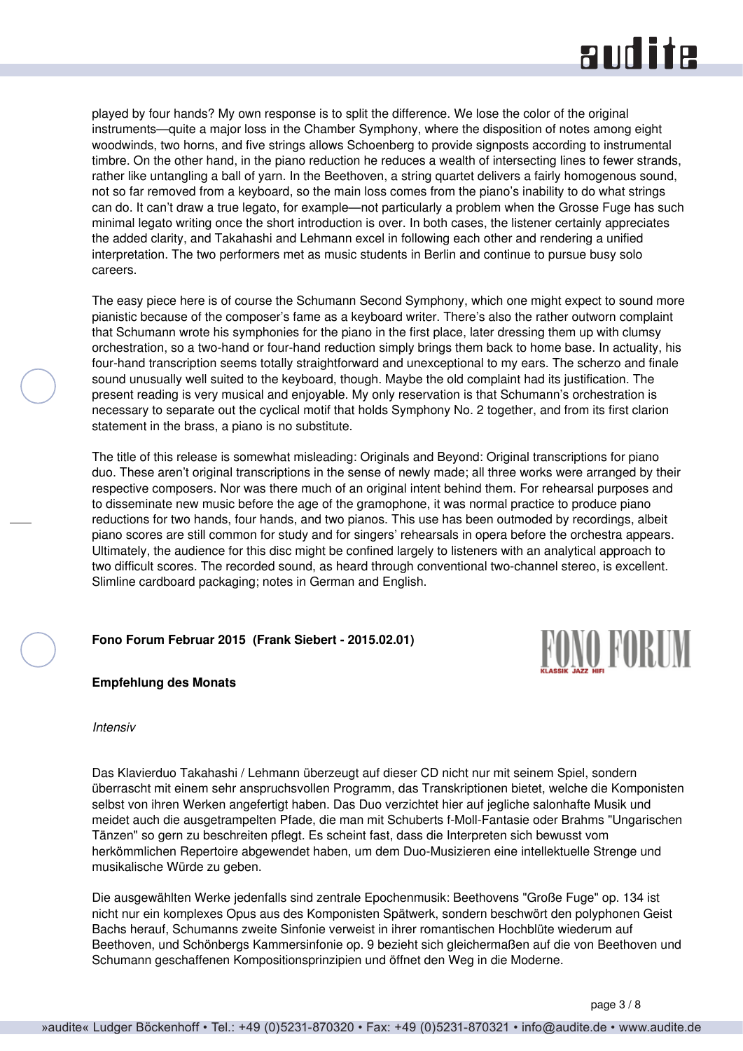played by four hands? My own response is to split the difference. We lose the color of the original instruments—quite a major loss in the Chamber Symphony, where the disposition of notes among eight woodwinds, two horns, and five strings allows Schoenberg to provide signposts according to instrumental timbre. On the other hand, in the piano reduction he reduces a wealth of intersecting lines to fewer strands, rather like untangling a ball of yarn. In the Beethoven, a string quartet delivers a fairly homogenous sound, not so far removed from a keyboard, so the main loss comes from the piano's inability to do what strings can do. It can't draw a true legato, for example—not particularly a problem when the Grosse Fuge has such minimal legato writing once the short introduction is over. In both cases, the listener certainly appreciates the added clarity, and Takahashi and Lehmann excel in following each other and rendering a unified interpretation. The two performers met as music students in Berlin and continue to pursue busy solo careers.

The easy piece here is of course the Schumann Second Symphony, which one might expect to sound more pianistic because of the composer's fame as a keyboard writer. There's also the rather outworn complaint that Schumann wrote his symphonies for the piano in the first place, later dressing them up with clumsy orchestration, so a two-hand or four-hand reduction simply brings them back to home base. In actuality, his four-hand transcription seems totally straightforward and unexceptional to my ears. The scherzo and finale sound unusually well suited to the keyboard, though. Maybe the old complaint had its justification. The present reading is very musical and enjoyable. My only reservation is that Schumann's orchestration is necessary to separate out the cyclical motif that holds Symphony No. 2 together, and from its first clarion statement in the brass, a piano is no substitute.

The title of this release is somewhat misleading: Originals and Beyond: Original transcriptions for piano duo. These aren't original transcriptions in the sense of newly made; all three works were arranged by their respective composers. Nor was there much of an original intent behind them. For rehearsal purposes and to disseminate new music before the age of the gramophone, it was normal practice to produce piano reductions for two hands, four hands, and two pianos. This use has been outmoded by recordings, albeit piano scores are still common for study and for singers' rehearsals in opera before the orchestra appears. Ultimately, the audience for this disc might be confined largely to listeners with an analytical approach to two difficult scores. The recorded sound, as heard through conventional two-channel stereo, is excellent. Slimline cardboard packaging; notes in German and English.

**Fono Forum Februar 2015 (Frank Siebert - 2015.02.01)**

**Empfehlung des Monats**

*Intensiv*

Das Klavierduo Takahashi / Lehmann überzeugt auf dieser CD nicht nur mit seinem Spiel, sondern überrascht mit einem sehr anspruchsvollen Programm, das Transkriptionen bietet, welche die Komponisten selbst von ihren Werken angefertigt haben. Das Duo verzichtet hier auf jegliche salonhafte Musik und meidet auch die ausgetrampelten Pfade, die man mit Schuberts f-Moll-Fantasie oder Brahms "Ungarischen Tänzen" so gern zu beschreiten pflegt. Es scheint fast, dass die Interpreten sich bewusst vom herkömmlichen Repertoire abgewendet haben, um dem Duo-Musizieren eine intellektuelle Strenge und musikalische Würde zu geben.

Die ausgewählten Werke jedenfalls sind zentrale Epochenmusik: Beethovens "Große Fuge" op. 134 ist nicht nur ein komplexes Opus aus des Komponisten Spätwerk, sondern beschwört den polyphonen Geist Bachs herauf, Schumanns zweite Sinfonie verweist in ihrer romantischen Hochblüte wiederum auf Beethoven, und Schönbergs Kammersinfonie op. 9 bezieht sich gleichermaßen auf die von Beethoven und Schumann geschaffenen Kompositionsprinzipien und öffnet den Weg in die Moderne.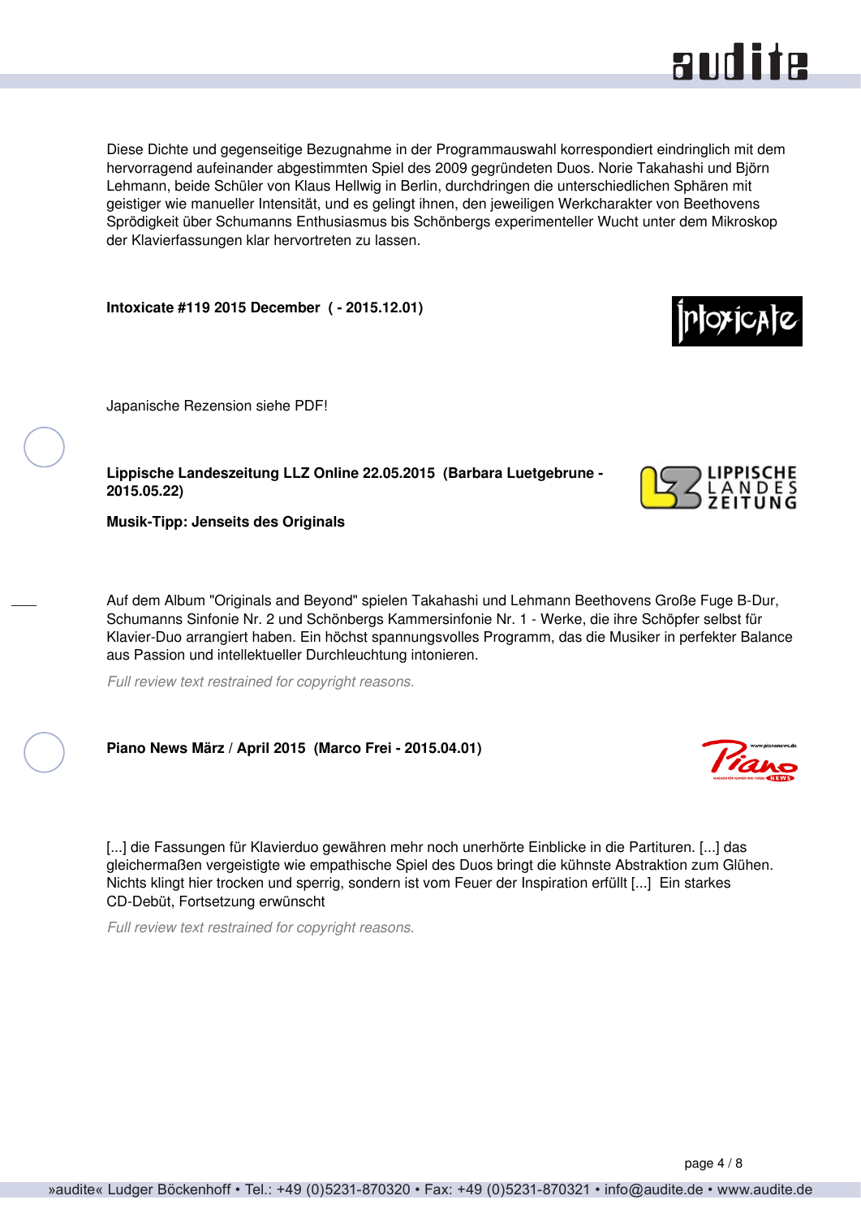Diese Dichte und gegenseitige Bezugnahme in der Programmauswahl korrespondiert eindringlich mit dem hervorragend aufeinander abgestimmten Spiel des 2009 gegründeten Duos. Norie Takahashi und Björn Lehmann, beide Schüler von Klaus Hellwig in Berlin, durchdringen die unterschiedlichen Sphären mit geistiger wie manueller Intensität, und es gelingt ihnen, den jeweiligen Werkcharakter von Beethovens Sprödigkeit über Schumanns Enthusiasmus bis Schönbergs experimenteller Wucht unter dem Mikroskop der Klavierfassungen klar hervortreten zu lassen.

**Intoxicate #119 2015 December ( - 2015.12.01)**

Japanische Rezension siehe PDF!

**Lippische Landeszeitung LLZ Online 22.05.2015 (Barbara Luetgebrune - 2015.05.22)**

**Musik-Tipp: Jenseits des Originals**

Auf dem Album "Originals and Beyond" spielen Takahashi und Lehmann Beethovens Große Fuge B-Dur, Schumanns Sinfonie Nr. 2 und Schönbergs Kammersinfonie Nr. 1 - Werke, die ihre Schöpfer selbst für Klavier-Duo arrangiert haben. Ein höchst spannungsvolles Programm, das die Musiker in perfekter Balance aus Passion und intellektueller Durchleuchtung intonieren.

*Full review text restrained for copyright reasons.*

**Piano News März / April 2015 (Marco Frei - 2015.04.01)**

[...] die Fassungen für Klavierduo gewähren mehr noch unerhörte Einblicke in die Partituren. [...] das gleichermaßen vergeistigte wie empathische Spiel des Duos bringt die kühnste Abstraktion zum Glühen. Nichts klingt hier trocken und sperrig, sondern ist vom Feuer der Inspiration erfüllt [...] Ein starkes CD-Debüt, Fortsetzung erwünscht

*Full review text restrained for copyright reasons.*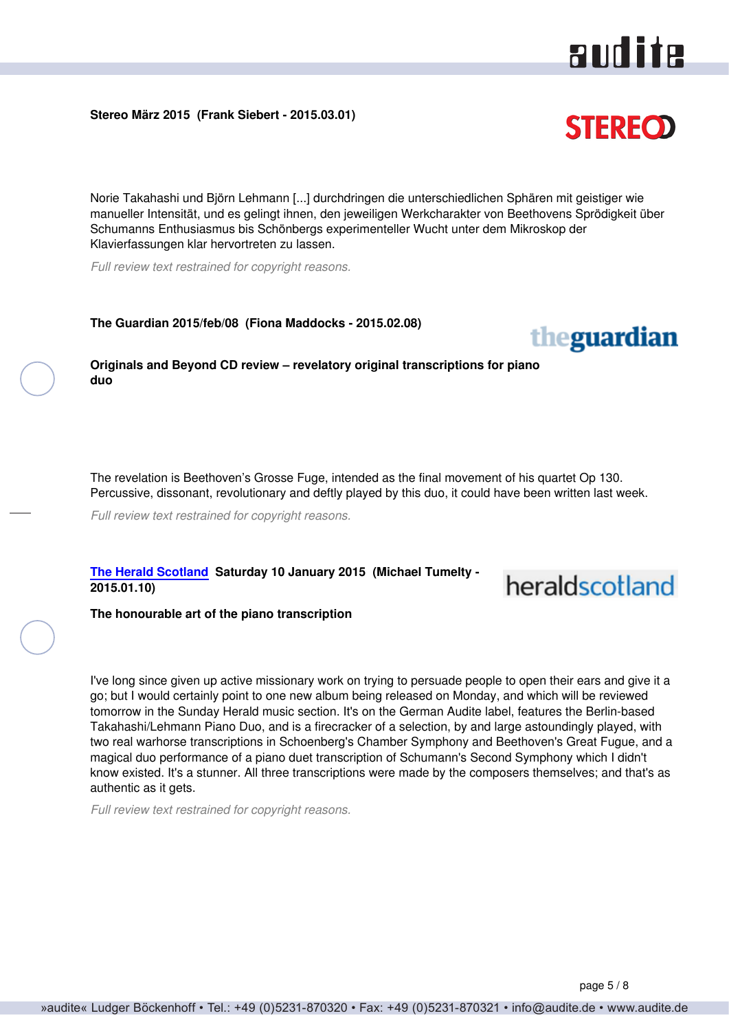**Stereo März 2015 (Frank Siebert - 2015.03.01)**

Norie Takahashi und Björn Lehmann [...] durchdringen die unterschiedlichen Sphären mit geistiger wie manueller Intensität, und es gelingt ihnen, den jeweiligen Werkcharakter von Beethovens Sprödigkeit über Schumanns Enthusiasmus bis Schönbergs experimenteller Wucht unter dem Mikroskop der Klavierfassungen klar hervortreten zu lassen.

*Full review text restrained for copyright reasons.*

**The Guardian 2015/feb/08 (Fiona Maddocks - 2015.02.08)**

**Originals and Beyond CD review – revelatory original transcriptions for piano duo**

The revelation is Beethoven's Grosse Fuge, intended as the final movement of his quartet Op 130. Percussive, dissonant, revolutionary and deftly played by this duo, it could have been written last week.

*Full review text restrained for copyright reasons.*

**The Herald Scotland Saturday 10 January 2015 (Michael Tumelty - 2015.01.10)**

**The honourable art of the piano transcription**

I've long since given up active missionary work on trying to persuade people to open their ears and give it a go; but I would certainly point to one new album being released on Monday, and which will be reviewed tomorrow in the Sunday Herald music section. It's on the German Audite label, features the Berlin-based Takahashi/Lehmann Piano Duo, and is a firecracker of a selection, by and large astoundingly played, with two real warhorse transcriptions in Schoenberg's Chamber Symphony and Beethoven's Great Fugue, and a magical duo performance of a piano duet transcription of Schumann's Second Symphony which I didn't know existed. It's a stunner. All three transcriptions were made by the composers themselves; and that's as authentic as it gets.

*Full review text restrained for copyright reasons.*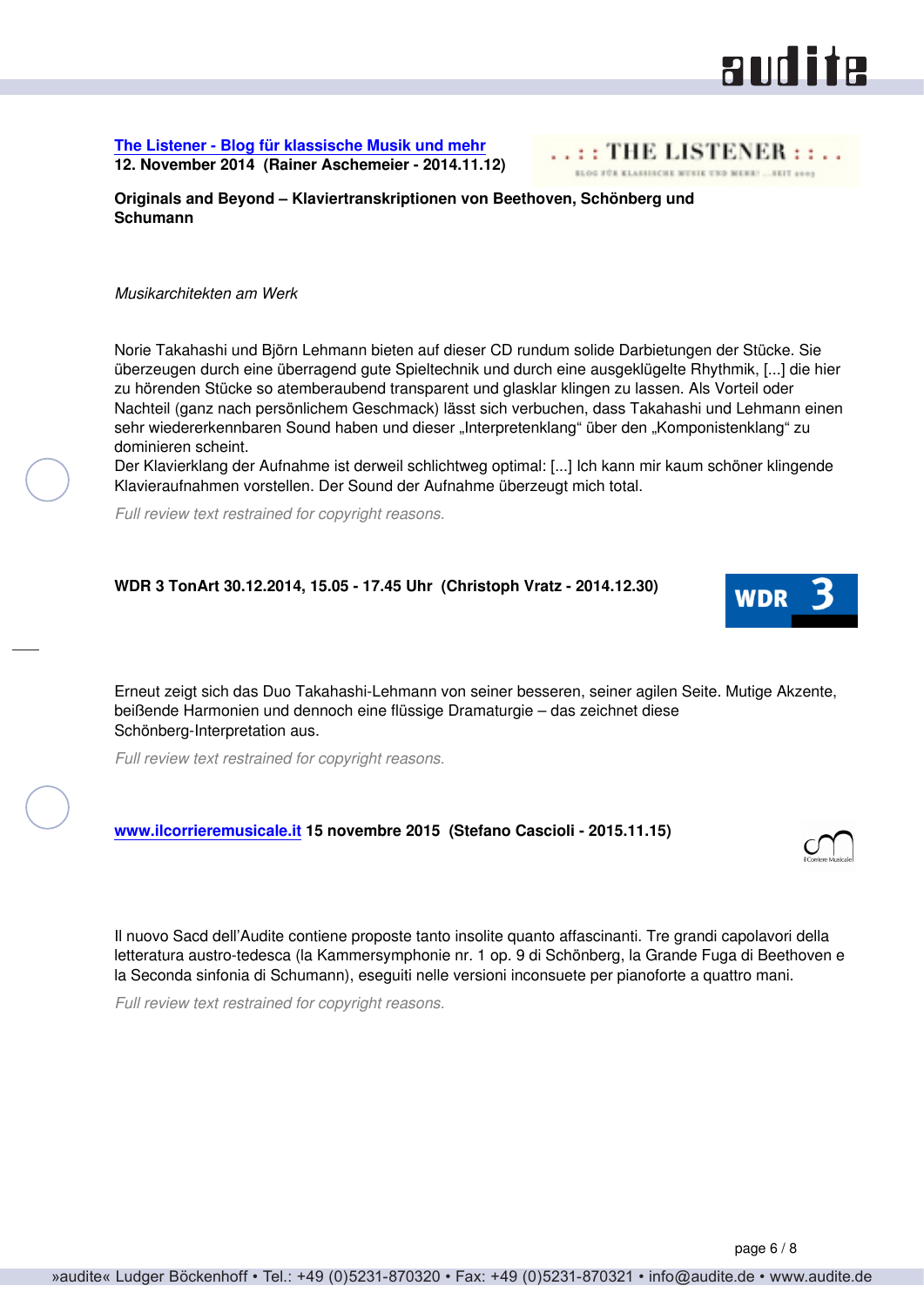**The Listener - Blog für klassische Musik und mehr**
**12. November 2014 (Rainer Aschemeier - 2014.11.12)**

**Originals and Beyond – Klaviertranskriptionen von Beethoven, Schönberg und Schumann**

*Musikarchitekten am Werk*

Norie Takahashi und Björn Lehmann bieten auf dieser CD rundum solide Darbietungen der Stücke. Sie überzeugen durch eine überragend gute Spieltechnik und durch eine ausgeklügelte Rhythmik, [...] die hier zu hörenden Stücke so atemberaubend transparent und glasklar klingen zu lassen. Als Vorteil oder Nachteil (ganz nach persönlichem Geschmack) lässt sich verbuchen, dass Takahashi und Lehmann einen sehr wiedererkennbaren Sound haben und dieser „Interpretenklang" über den „Komponistenklang" zu dominieren scheint.
Der Klavierklang der Aufnahme ist derweil schlichtweg optimal: [...] Ich kann mir kaum schöner klingende Klavieraufnahmen vorstellen. Der Sound der Aufnahme überzeugt mich total.

*Full review text restrained for copyright reasons.*

**WDR 3 TonArt 30.12.2014, 15.05 - 17.45 Uhr (Christoph Vratz - 2014.12.30)**

Erneut zeigt sich das Duo Takahashi-Lehmann von seiner besseren, seiner agilen Seite. Mutige Akzente, beißende Harmonien und dennoch eine flüssige Dramaturgie – das zeichnet diese Schönberg-Interpretation aus.

*Full review text restrained for copyright reasons.*

**www.ilcorrieremusicale.it 15 novembre 2015 (Stefano Cascioli - 2015.11.15)**

Il nuovo Sacd dell'Audite contiene proposte tanto insolite quanto affascinanti. Tre grandi capolavori della letteratura austro-tedesca (la Kammersymphonie nr. 1 op. 9 di Schönberg, la Grande Fuga di Beethoven e la Seconda sinfonia di Schumann), eseguiti nelle versioni inconsuete per pianoforte a quattro mani.

*Full review text restrained for copyright reasons.*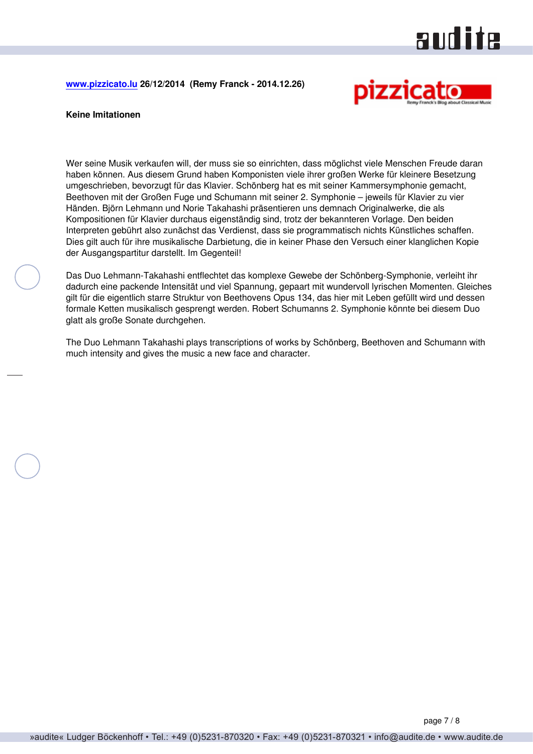www.pizzicato.lu **26/12/2014 (Remy Franck - 2014.12.26)**

**Keine Imitationen**

Wer seine Musik verkaufen will, der muss sie so einrichten, dass möglichst viele Menschen Freude daran haben können. Aus diesem Grund haben Komponisten viele ihrer großen Werke für kleinere Besetzung umgeschrieben, bevorzugt für das Klavier. Schönberg hat es mit seiner Kammersymphonie gemacht, Beethoven mit der Großen Fuge und Schumann mit seiner 2. Symphonie – jeweils für Klavier zu vier Händen. Björn Lehmann und Norie Takahashi präsentieren uns demnach Originalwerke, die als Kompositionen für Klavier durchaus eigenständig sind, trotz der bekannteren Vorlage. Den beiden Interpreten gebührt also zunächst das Verdienst, dass sie programmatisch nichts Künstliches schaffen. Dies gilt auch für ihre musikalische Darbietung, die in keiner Phase den Versuch einer klanglichen Kopie der Ausgangspartitur darstellt. Im Gegenteil!

Das Duo Lehmann-Takahashi entflechtet das komplexe Gewebe der Schönberg-Symphonie, verleiht ihr dadurch eine packende Intensität und viel Spannung, gepaart mit wundervoll lyrischen Momenten. Gleiches gilt für die eigentlich starre Struktur von Beethovens Opus 134, das hier mit Leben gefüllt wird und dessen formale Ketten musikalisch gesprengt werden. Robert Schumanns 2. Symphonie könnte bei diesem Duo glatt als große Sonate durchgehen.

The Duo Lehmann Takahashi plays transcriptions of works by Schönberg, Beethoven and Schumann with much intensity and gives the music a new face and character.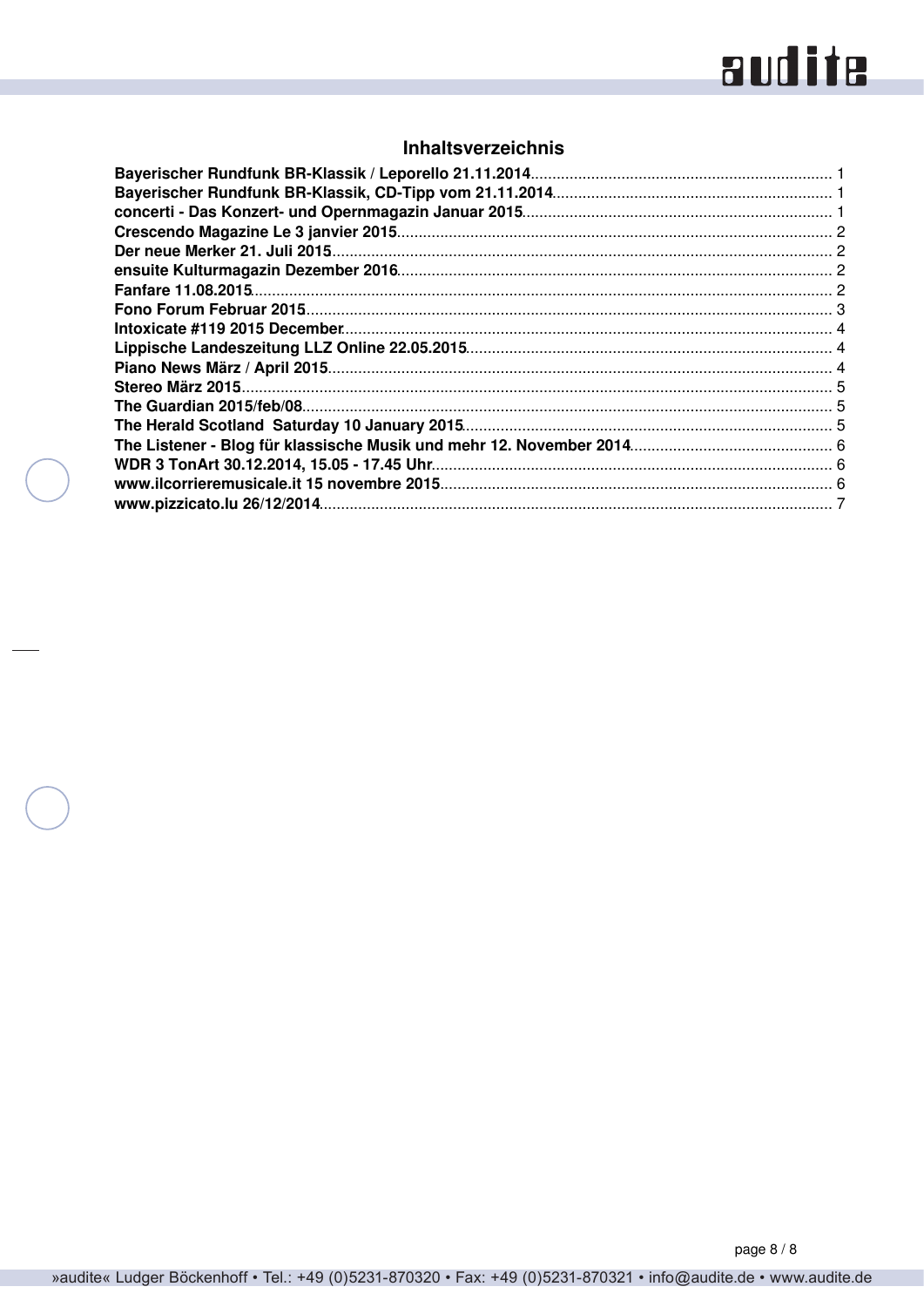## Inhaltsverzeichnis

**Bayerischer Rundfunk BR-Klassik / Leporello 21.11.2014** ..... 1
**Bayerischer Rundfunk BR-Klassik, CD-Tipp vom 21.11.2014** ..... 1
**concerti - Das Konzert- und Opernmagazin Januar 2015** ..... 1
**Crescendo Magazine Le 3 janvier 2015** ..... 2
**Der neue Merker 21. Juli 2015** ..... 2
**ensuite Kulturmagazin Dezember 2016** ..... 2
**Fanfare 11.08.2015** ..... 2
**Fono Forum Februar 2015** ..... 3
**Intoxicate #119 2015 December** ..... 4
**Lippische Landeszeitung LLZ Online 22.05.2015** ..... 4
**Piano News März / April 2015** ..... 4
**Stereo März 2015** ..... 5
**The Guardian 2015/feb/08** ..... 5
**The Herald Scotland Saturday 10 January 2015** ..... 5
**The Listener - Blog für klassische Musik und mehr 12. November 2014** ..... 6
**WDR 3 TonArt 30.12.2014, 15.05 - 17.45 Uhr** ..... 6
**www.ilcorrieremusicale.it 15 novembre 2015** ..... 6
**www.pizzicato.lu 26/12/2014** ..... 7